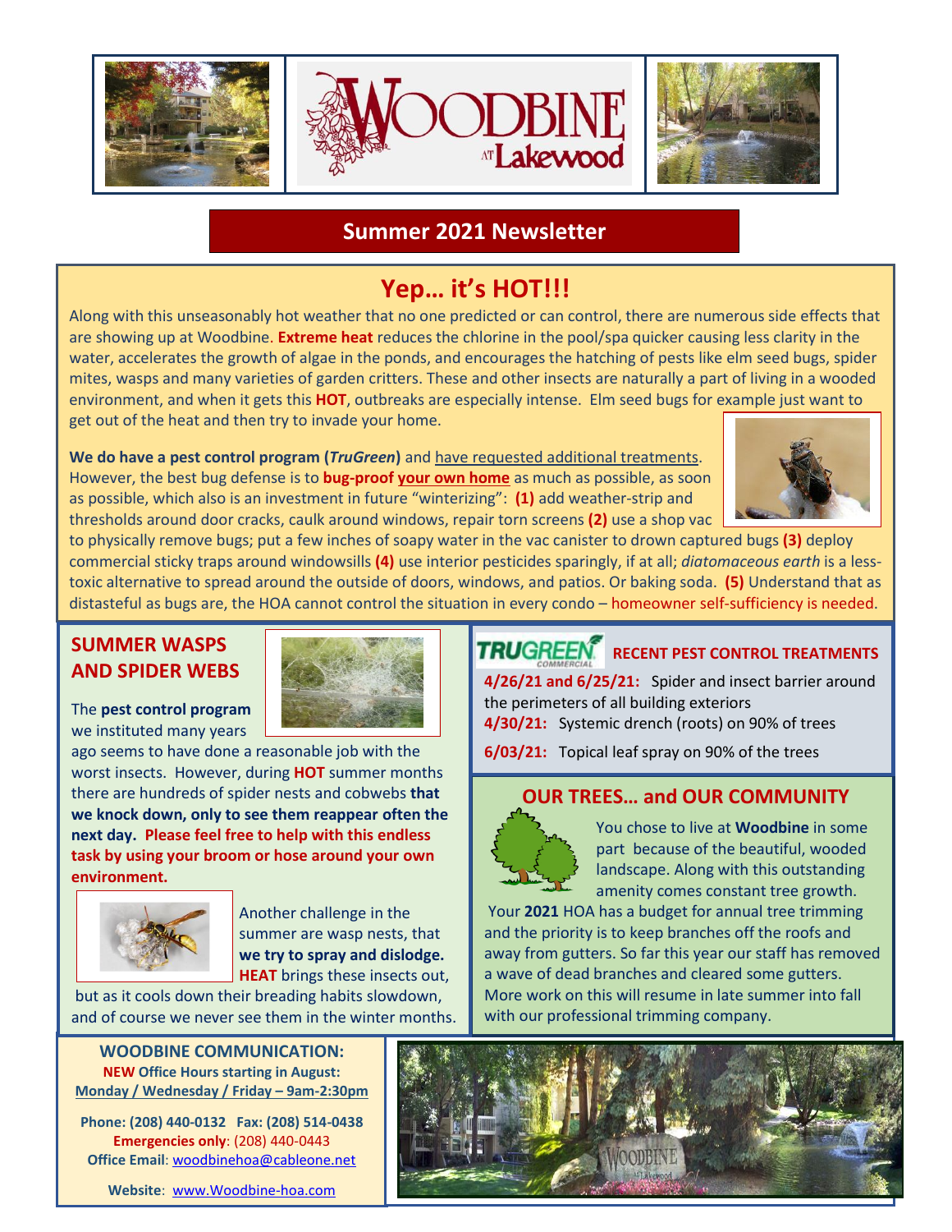# WOODBINE AT Lakewood

## Summer 2021 Newsletter

## Yep… it's HOT!!!

Along with this unseasonably hot weather that no one predicted or can control, there are numerous side effects that are showing up at Woodbine. **Extreme heat** reduces the chlorine in the pool/spa quicker causing less clarity in the water, accelerates the growth of algae in the ponds, and encourages the hatching of pests like elm seed bugs, spider mites, wasps and many varieties of garden critters. These and other insects are naturally a part of living in a wooded environment, and when it gets this **HOT**, outbreaks are especially intense. Elm seed bugs for example just want to get out of the heat and then try to invade your home.

**We do have a pest control program (*TruGreen*)** and have requested additional treatments. However, the best bug defense is to **bug-proof your own home** as much as possible, as soon as possible, which also is an investment in future "winterizing": **(1)** add weather-strip and thresholds around door cracks, caulk around windows, repair torn screens **(2)** use a shop vac to physically remove bugs; put a few inches of soapy water in the vac canister to drown captured bugs **(3)** deploy commercial sticky traps around windowsills **(4)** use interior pesticides sparingly, if at all; *diatomaceous earth* is a less-toxic alternative to spread around the outside of doors, windows, and patios. Or baking soda. **(5)** Understand that as distasteful as bugs are, the HOA cannot control the situation in every condo – homeowner self-sufficiency is needed.

## SUMMER WASPS AND SPIDER WEBS

The **pest control program** we instituted many years ago seems to have done a reasonable job with the worst insects. However, during **HOT** summer months there are hundreds of spider nests and cobwebs **that we knock down, only to see them reappear often the next day. Please feel free to help with this endless task by using your broom or hose around your own environment.**

Another challenge in the summer are wasp nests, that **we try to spray and dislodge. HEAT** brings these insects out, but as it cools down their breading habits slowdown, and of course we never see them in the winter months.

## TRUGREEN COMMERCIAL — RECENT PEST CONTROL TREATMENTS

**4/26/21 and 6/25/21:** Spider and insect barrier around the perimeters of all building exteriors

**4/30/21:** Systemic drench (roots) on 90% of trees

**6/03/21:** Topical leaf spray on 90% of the trees

## OUR TREES… and OUR COMMUNITY

You chose to live at **Woodbine** in some part because of the beautiful, wooded landscape. Along with this outstanding amenity comes constant tree growth. Your **2021** HOA has a budget for annual tree trimming and the priority is to keep branches off the roofs and away from gutters. So far this year our staff has removed a wave of dead branches and cleared some gutters. More work on this will resume in late summer into fall with our professional trimming company.

## WOODBINE COMMUNICATION:

**NEW Office Hours starting in August:**
**Monday / Wednesday / Friday – 9am-2:30pm**

**Phone: (208) 440-0132 Fax: (208) 514-0438**
**Emergencies only**: (208) 440-0443
**Office Email**: woodbinehoa@cableone.net

**Website**: www.Woodbine-hoa.com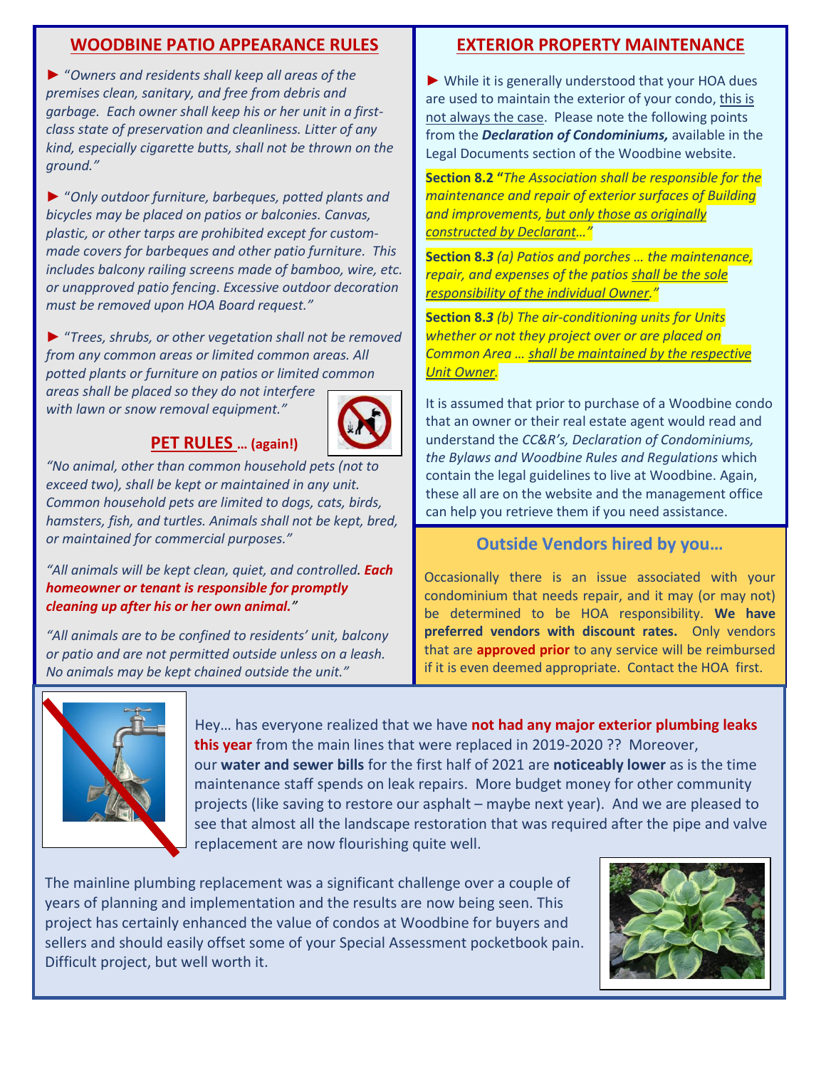## WOODBINE PATIO APPEARANCE RULES

► *"Owners and residents shall keep all areas of the premises clean, sanitary, and free from debris and garbage. Each owner shall keep his or her unit in a first-class state of preservation and cleanliness. Litter of any kind, especially cigarette butts, shall not be thrown on the ground."*

► *"Only outdoor furniture, barbeques, potted plants and bicycles may be placed on patios or balconies. Canvas, plastic, or other tarps are prohibited except for custom-made covers for barbeques and other patio furniture. This includes balcony railing screens made of bamboo, wire, etc. or unapproved patio fencing. Excessive outdoor decoration must be removed upon HOA Board request."*

► *"Trees, shrubs, or other vegetation shall not be removed from any common areas or limited common areas. All potted plants or furniture on patios or limited common areas shall be placed so they do not interfere with lawn or snow removal equipment."*

## PET RULES ... (again!)

*"No animal, other than common household pets (not to exceed two), shall be kept or maintained in any unit. Common household pets are limited to dogs, cats, birds, hamsters, fish, and turtles. Animals shall not be kept, bred, or maintained for commercial purposes."*

*"All animals will be kept clean, quiet, and controlled. **Each homeowner or tenant is responsible for promptly cleaning up after his or her own animal.**"*

*"All animals are to be confined to residents' unit, balcony or patio and are not permitted outside unless on a leash. No animals may be kept chained outside the unit."*

## EXTERIOR PROPERTY MAINTENANCE

► While it is generally understood that your HOA dues are used to maintain the exterior of your condo, this is not always the case. Please note the following points from the ***Declaration of Condominiums,*** available in the Legal Documents section of the Woodbine website.

**Section 8.2 "***The Association shall be responsible for the maintenance and repair of exterior surfaces of Building and improvements, but only those as originally constructed by Declarant…"*

**Section 8.*3*** *(a) Patios and porches … the maintenance, repair, and expenses of the patios shall be the sole responsibility of the individual Owner."*

**Section 8.*3*** *(b) The air-conditioning units for Units whether or not they project over or are placed on Common Area … shall be maintained by the respective Unit Owner.*

It is assumed that prior to purchase of a Woodbine condo that an owner or their real estate agent would read and understand the *CC&R's, Declaration of Condominiums, the Bylaws and Woodbine Rules and Regulations* which contain the legal guidelines to live at Woodbine. Again, these all are on the website and the management office can help you retrieve them if you need assistance.

### Outside Vendors hired by you…

Occasionally there is an issue associated with your condominium that needs repair, and it may (or may not) be determined to be HOA responsibility. **We have preferred vendors with discount rates.** Only vendors that are **approved prior** to any service will be reimbursed if it is even deemed appropriate. Contact the HOA first.

Hey… has everyone realized that we have **not had any major exterior plumbing leaks this year** from the main lines that were replaced in 2019-2020 ?? Moreover, our **water and sewer bills** for the first half of 2021 are **noticeably lower** as is the time maintenance staff spends on leak repairs. More budget money for other community projects (like saving to restore our asphalt – maybe next year). And we are pleased to see that almost all the landscape restoration that was required after the pipe and valve replacement are now flourishing quite well.

The mainline plumbing replacement was a significant challenge over a couple of years of planning and implementation and the results are now being seen. This project has certainly enhanced the value of condos at Woodbine for buyers and sellers and should easily offset some of your Special Assessment pocketbook pain. Difficult project, but well worth it.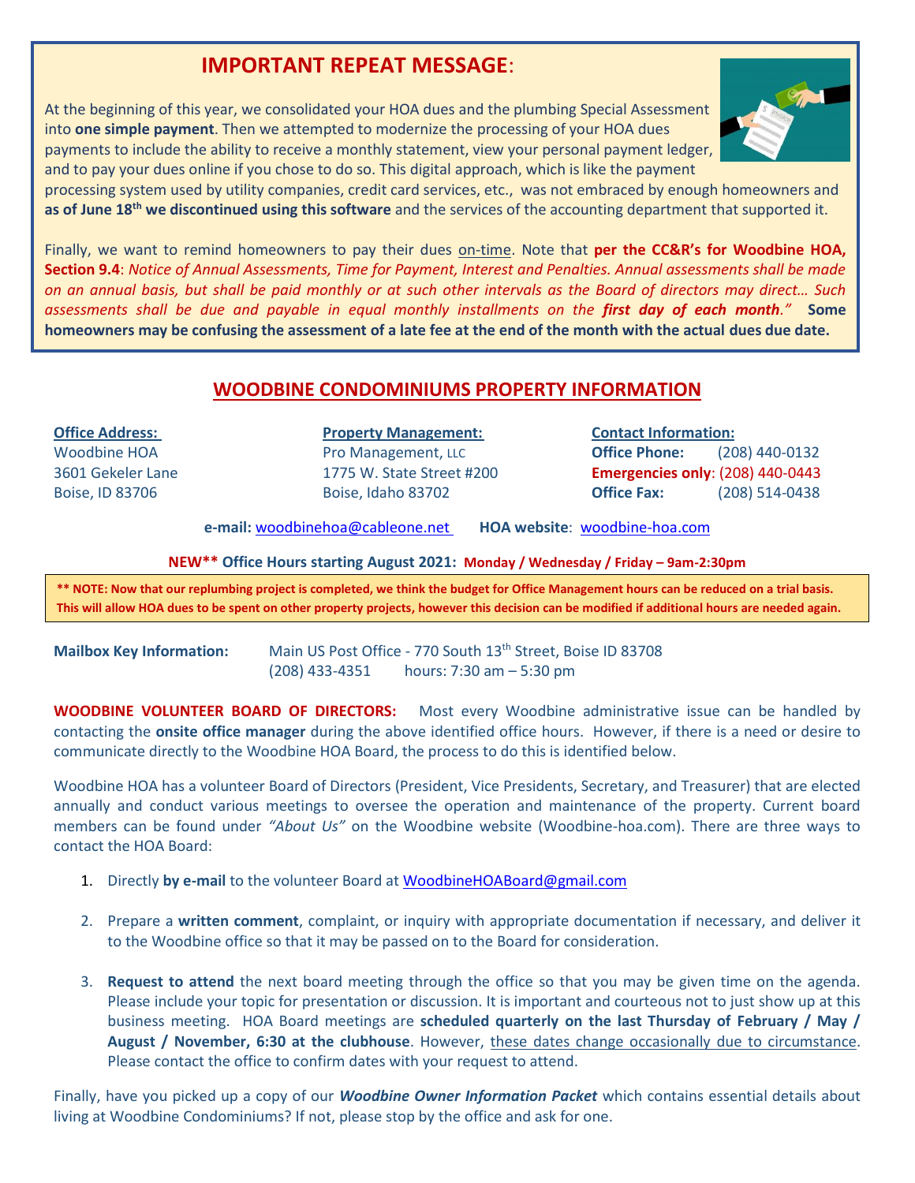## IMPORTANT REPEAT MESSAGE:

At the beginning of this year, we consolidated your HOA dues and the plumbing Special Assessment into **one simple payment**. Then we attempted to modernize the processing of your HOA dues payments to include the ability to receive a monthly statement, view your personal payment ledger, and to pay your dues online if you chose to do so. This digital approach, which is like the payment processing system used by utility companies, credit card services, etc., was not embraced by enough homeowners and **as of June 18th we discontinued using this software** and the services of the accounting department that supported it.

Finally, we want to remind homeowners to pay their dues on-time. Note that **per the CC&R's for Woodbine HOA, Section 9.4**: *Notice of Annual Assessments, Time for Payment, Interest and Penalties. Annual assessments shall be made on an annual basis, but shall be paid monthly or at such other intervals as the Board of directors may direct… Such assessments shall be due and payable in equal monthly installments on the* ***first day of each month****."* **Some homeowners may be confusing the assessment of a late fee at the end of the month with the actual dues due date.**

## WOODBINE CONDOMINIUMS PROPERTY INFORMATION

**Office Address:**
Woodbine HOA
3601 Gekeler Lane
Boise, ID 83706

**Property Management:**
Pro Management, LLC
1775 W. State Street #200
Boise, Idaho 83702

**Contact Information:**
**Office Phone:** (208) 440-0132
**Emergencies only**: (208) 440-0443
**Office Fax:** (208) 514-0438

**e-mail:** woodbinehoa@cableone.net **HOA website**: woodbine-hoa.com

**NEW\*\* Office Hours starting August 2021: Monday / Wednesday / Friday – 9am-2:30pm**

**\*\* NOTE: Now that our replumbing project is completed, we think the budget for Office Management hours can be reduced on a trial basis. This will allow HOA dues to be spent on other property projects, however this decision can be modified if additional hours are needed again.**

**Mailbox Key Information:** Main US Post Office - 770 South 13th Street, Boise ID 83708
(208) 433-4351 hours: 7:30 am – 5:30 pm

**WOODBINE VOLUNTEER BOARD OF DIRECTORS:** Most every Woodbine administrative issue can be handled by contacting the **onsite office manager** during the above identified office hours. However, if there is a need or desire to communicate directly to the Woodbine HOA Board, the process to do this is identified below.

Woodbine HOA has a volunteer Board of Directors (President, Vice Presidents, Secretary, and Treasurer) that are elected annually and conduct various meetings to oversee the operation and maintenance of the property. Current board members can be found under *"About Us"* on the Woodbine website (Woodbine-hoa.com). There are three ways to contact the HOA Board:

1. Directly **by e-mail** to the volunteer Board at WoodbineHOABoard@gmail.com
2. Prepare a **written comment**, complaint, or inquiry with appropriate documentation if necessary, and deliver it to the Woodbine office so that it may be passed on to the Board for consideration.
3. **Request to attend** the next board meeting through the office so that you may be given time on the agenda. Please include your topic for presentation or discussion. It is important and courteous not to just show up at this business meeting. HOA Board meetings are **scheduled quarterly on the last Thursday of February / May / August / November, 6:30 at the clubhouse**. However, these dates change occasionally due to circumstance. Please contact the office to confirm dates with your request to attend.

Finally, have you picked up a copy of our ***Woodbine Owner Information Packet*** which contains essential details about living at Woodbine Condominiums? If not, please stop by the office and ask for one.